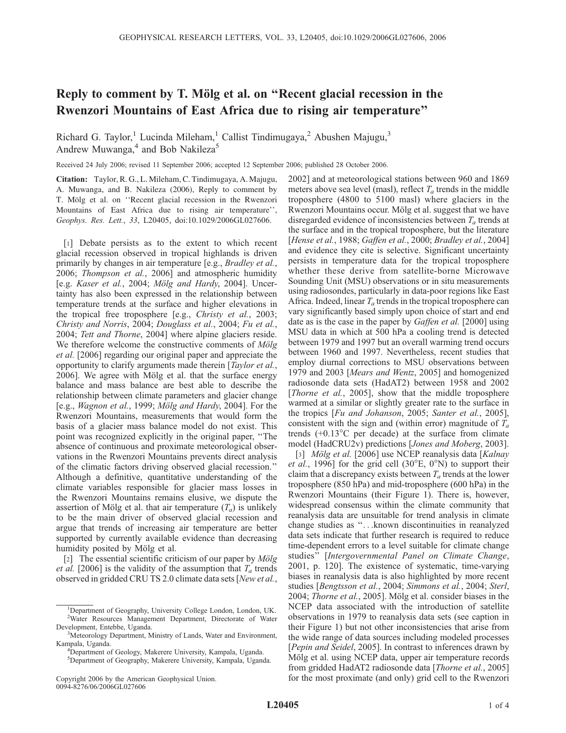# Reply to comment by T. Mölg et al. on "Recent glacial recession in the Rwenzori Mountains of East Africa due to rising air temperature"

Richard G. Taylor,[1] Lucinda Mileham,[1] Callist Tindimugaya,[2] Abushen Majugu,[3] Andrew Muwanga,[4] and Bob Nakileza[5]

Received 24 July 2006; revised 11 September 2006; accepted 12 September 2006; published 28 October 2006.

**Citation:** Taylor, R. G., L. Mileham, C. Tindimugaya, A. Majugu, A. Muwanga, and B. Nakileza (2006), Reply to comment by T. Mölg et al. on ''Recent glacial recession in the Rwenzori Mountains of East Africa due to rising air temperature'', *Geophys. Res. Lett.*, *33*, L20405, doi:10.1029/2006GL027606.

[1] Debate persists as to the extent to which recent glacial recession observed in tropical highlands is driven primarily by changes in air temperature [e.g., *Bradley et al.*, 2006; *Thompson et al.*, 2006] and atmospheric humidity [e.g. *Kaser et al.*, 2004; *Mölg and Hardy*, 2004]. Uncertainty has also been expressed in the relationship between temperature trends at the surface and higher elevations in the tropical free troposphere [e.g., *Christy et al.*, 2003; *Christy and Norris*, 2004; *Douglass et al.*, 2004; *Fu et al.*, 2004; *Tett and Thorne*, 2004] where alpine glaciers reside. We therefore welcome the constructive comments of *Mölg et al.* [2006] regarding our original paper and appreciate the opportunity to clarify arguments made therein [*Taylor et al.*, 2006]. We agree with Mölg et al. that the surface energy balance and mass balance are best able to describe the relationship between climate parameters and glacier change [e.g., *Wagnon et al.*, 1999; *Mölg and Hardy*, 2004]. For the Rwenzori Mountains, measurements that would form the basis of a glacier mass balance model do not exist. This point was recognized explicitly in the original paper, "The absence of continuous and proximate meteorological observations in the Rwenzori Mountains prevents direct analysis of the climatic factors driving observed glacial recession." Although a definitive, quantitative understanding of the climate variables responsible for glacier mass losses in the Rwenzori Mountains remains elusive, we dispute the assertion of Mölg et al. that air temperature ($T_a$) is unlikely to be the main driver of observed glacial recession and argue that trends of increasing air temperature are better supported by currently available evidence than decreasing humidity posited by Mölg et al.

[2] The essential scientific criticism of our paper by *Mölg et al.* [2006] is the validity of the assumption that $T_a$ trends observed in gridded CRU TS 2.0 climate data sets [*New et al.*, 2002] and at meteorological stations between 960 and 1869 meters above sea level (masl), reflect $T_a$ trends in the middle troposphere (4800 to 5100 masl) where glaciers in the Rwenzori Mountains occur. Mölg et al. suggest that we have disregarded evidence of inconsistencies between $T_a$ trends at the surface and in the tropical troposphere, but the literature [*Hense et al.*, 1988; *Gaffen et al.*, 2000; *Bradley et al.*, 2004] and evidence they cite is selective. Significant uncertainty persists in temperature data for the tropical troposphere whether these derive from satellite-borne Microwave Sounding Unit (MSU) observations or in situ measurements using radiosondes, particularly in data-poor regions like East Africa. Indeed, linear $T_a$ trends in the tropical troposphere can vary significantly based simply upon choice of start and end date as is the case in the paper by *Gaffen et al.* [2000] using MSU data in which at 500 hPa a cooling trend is detected between 1979 and 1997 but an overall warming trend occurs between 1960 and 1997. Nevertheless, recent studies that employ diurnal corrections to MSU observations between 1979 and 2003 [*Mears and Wentz*, 2005] and homogenized radiosonde data sets (HadAT2) between 1958 and 2002 [*Thorne et al.*, 2005], show that the middle troposphere warmed at a similar or slightly greater rate to the surface in the tropics [*Fu and Johanson*, 2005; *Santer et al.*, 2005], consistent with the sign and (within error) magnitude of $T_a$ trends (+0.13°C per decade) at the surface from climate model (HadCRU2v) predictions [*Jones and Moberg*, 2003].

[3] *Mölg et al.* [2006] use NCEP reanalysis data [*Kalnay et al.*, 1996] for the grid cell (30°E, 0°N) to support their claim that a discrepancy exists between $T_a$ trends at the lower troposphere (850 hPa) and mid-troposphere (600 hPa) in the Rwenzori Mountains (their Figure 1). There is, however, widespread consensus within the climate community that reanalysis data are unsuitable for trend analysis in climate change studies as "…known discontinuities in reanalyzed data sets indicate that further research is required to reduce time-dependent errors to a level suitable for climate change studies" [*Intergovernmental Panel on Climate Change*, 2001, p. 120]. The existence of systematic, time-varying biases in reanalysis data is also highlighted by more recent studies [*Bengtsson et al.*, 2004; *Simmons et al.*, 2004; *Sterl*, 2004; *Thorne et al.*, 2005]. Mölg et al. consider biases in the NCEP data associated with the introduction of satellite observations in 1979 to reanalysis data sets (see caption in their Figure 1) but not other inconsistencies that arise from the wide range of data sources including modeled processes [*Pepin and Seidel*, 2005]. In contrast to inferences drawn by Mölg et al. using NCEP data, upper air temperature records from gridded HadAT2 radiosonde data [*Thorne et al.*, 2005] for the most proximate (and only) grid cell to the Rwenzori

[1]Department of Geography, University College London, London, UK.
[2]Water Resources Management Department, Directorate of Water Development, Entebbe, Uganda.
[3]Meteorology Department, Ministry of Lands, Water and Environment, Kampala, Uganda.
[4]Department of Geology, Makerere University, Kampala, Uganda.
[5]Department of Geography, Makerere University, Kampala, Uganda.

Copyright 2006 by the American Geophysical Union.
0094-8276/06/2006GL027606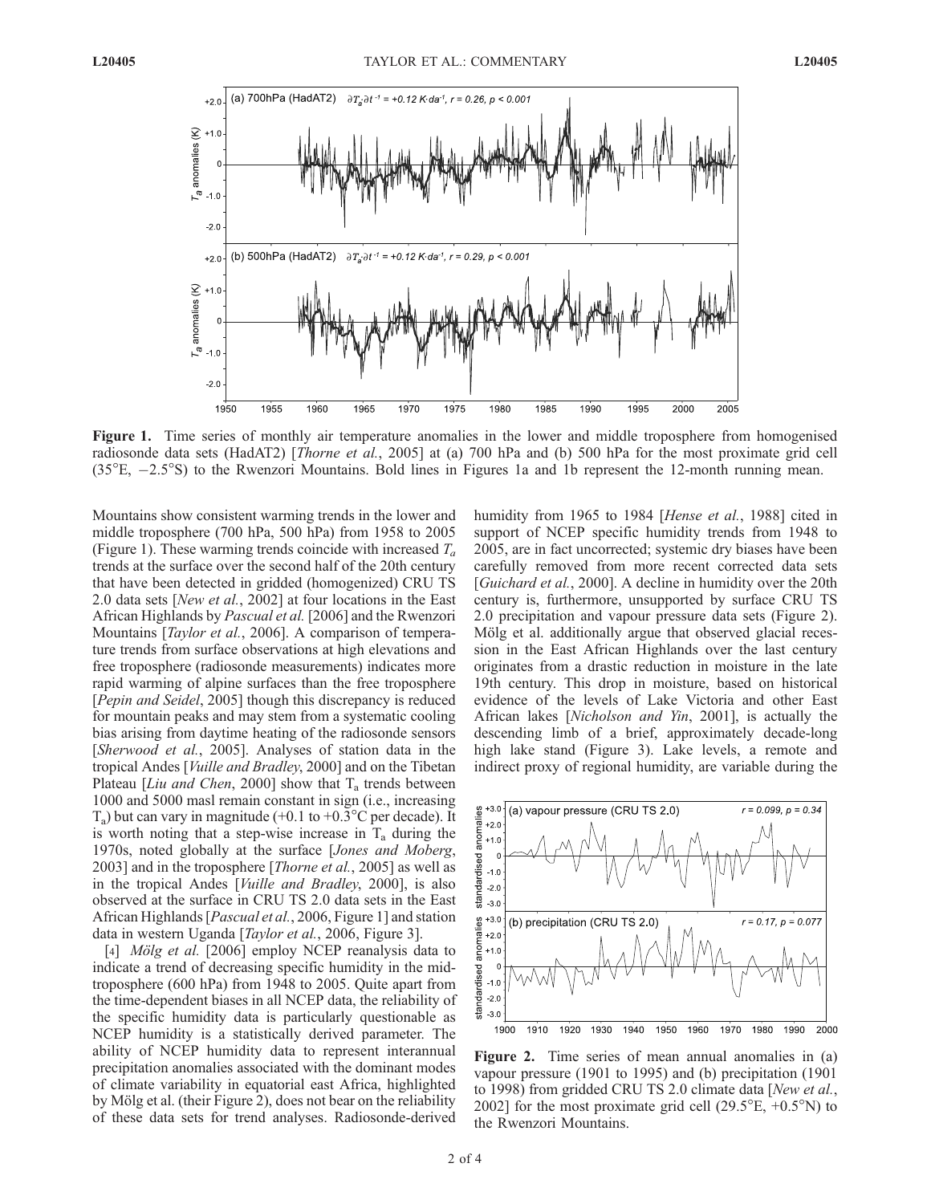**Figure 1.** Time series of monthly air temperature anomalies in the lower and middle troposphere from homogenised radiosonde data sets (HadAT2) [*Thorne et al.*, 2005] at (a) 700 hPa and (b) 500 hPa for the most proximate grid cell (35°E, −2.5°S) to the Rwenzori Mountains. Bold lines in Figures 1a and 1b represent the 12-month running mean.

Mountains show consistent warming trends in the lower and middle troposphere (700 hPa, 500 hPa) from 1958 to 2005 (Figure 1). These warming trends coincide with increased $T_a$ trends at the surface over the second half of the 20th century that have been detected in gridded (homogenized) CRU TS 2.0 data sets [*New et al.*, 2002] at four locations in the East African Highlands by *Pascual et al.* [2006] and the Rwenzori Mountains [*Taylor et al.*, 2006]. A comparison of temperature trends from surface observations at high elevations and free troposphere (radiosonde measurements) indicates more rapid warming of alpine surfaces than the free troposphere [*Pepin and Seidel*, 2005] though this discrepancy is reduced for mountain peaks and may stem from a systematic cooling bias arising from daytime heating of the radiosonde sensors [*Sherwood et al.*, 2005]. Analyses of station data in the tropical Andes [*Vuille and Bradley*, 2000] and on the Tibetan Plateau [*Liu and Chen*, 2000] show that $T_a$ trends between 1000 and 5000 masl remain constant in sign (i.e., increasing $T_a$) but can vary in magnitude (+0.1 to +0.3°C per decade). It is worth noting that a step-wise increase in $T_a$ during the 1970s, noted globally at the surface [*Jones and Moberg*, 2003] and in the troposphere [*Thorne et al.*, 2005] as well as in the tropical Andes [*Vuille and Bradley*, 2000], is also observed at the surface in CRU TS 2.0 data sets in the East African Highlands [*Pascual et al.*, 2006, Figure 1] and station data in western Uganda [*Taylor et al.*, 2006, Figure 3].

[4] *Mölg et al.* [2006] employ NCEP reanalysis data to indicate a trend of decreasing specific humidity in the mid-troposphere (600 hPa) from 1948 to 2005. Quite apart from the time-dependent biases in all NCEP data, the reliability of the specific humidity data is particularly questionable as NCEP humidity is a statistically derived parameter. The ability of NCEP humidity data to represent interannual precipitation anomalies associated with the dominant modes of climate variability in equatorial east Africa, highlighted by Mölg et al. (their Figure 2), does not bear on the reliability of these data sets for trend analyses. Radiosonde-derived humidity from 1965 to 1984 [*Hense et al.*, 1988] cited in support of NCEP specific humidity trends from 1948 to 2005, are in fact uncorrected; systemic dry biases have been carefully removed from more recent corrected data sets [*Guichard et al.*, 2000]. A decline in humidity over the 20th century is, furthermore, unsupported by surface CRU TS 2.0 precipitation and vapour pressure data sets (Figure 2). Mölg et al. additionally argue that observed glacial recession in the East African Highlands over the last century originates from a drastic reduction in moisture in the late 19th century. This drop in moisture, based on historical evidence of the levels of Lake Victoria and other East African lakes [*Nicholson and Yin*, 2001], is actually the descending limb of a brief, approximately decade-long high lake stand (Figure 3). Lake levels, a remote and indirect proxy of regional humidity, are variable during the

**Figure 2.** Time series of mean annual anomalies in (a) vapour pressure (1901 to 1995) and (b) precipitation (1901 to 1998) from gridded CRU TS 2.0 climate data [*New et al.*, 2002] for the most proximate grid cell (29.5°E, +0.5°N) to the Rwenzori Mountains.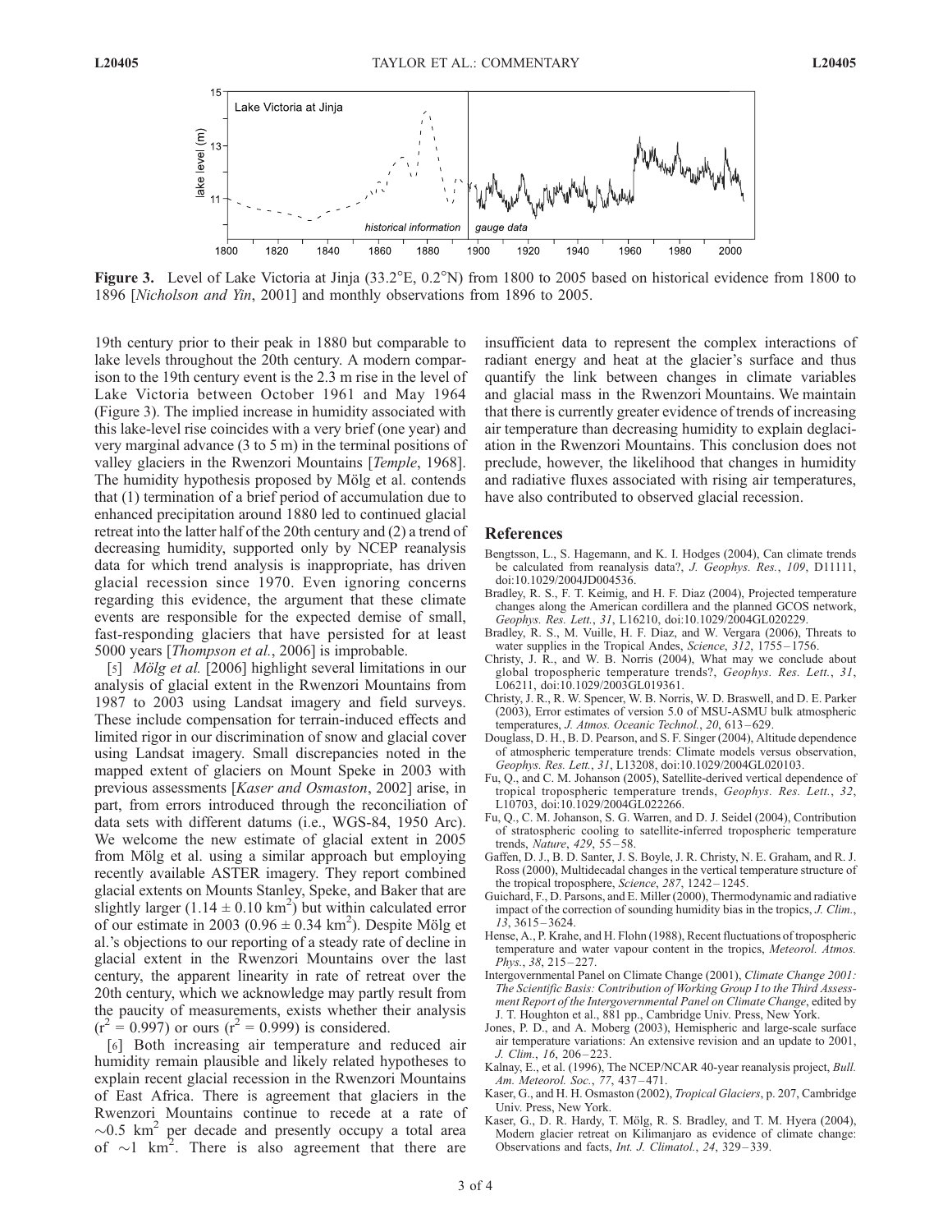**Figure 3.** Level of Lake Victoria at Jinja (33.2°E, 0.2°N) from 1800 to 2005 based on historical evidence from 1800 to 1896 [*Nicholson and Yin*, 2001] and monthly observations from 1896 to 2005.

19th century prior to their peak in 1880 but comparable to lake levels throughout the 20th century. A modern comparison to the 19th century event is the 2.3 m rise in the level of Lake Victoria between October 1961 and May 1964 (Figure 3). The implied increase in humidity associated with this lake-level rise coincides with a very brief (one year) and very marginal advance (3 to 5 m) in the terminal positions of valley glaciers in the Rwenzori Mountains [*Temple*, 1968]. The humidity hypothesis proposed by Mölg et al. contends that (1) termination of a brief period of accumulation due to enhanced precipitation around 1880 led to continued glacial retreat into the latter half of the 20th century and (2) a trend of decreasing humidity, supported only by NCEP reanalysis data for which trend analysis is inappropriate, has driven glacial recession since 1970. Even ignoring concerns regarding this evidence, the argument that these climate events are responsible for the expected demise of small, fast-responding glaciers that have persisted for at least 5000 years [*Thompson et al.*, 2006] is improbable.

[5] *Mölg et al.* [2006] highlight several limitations in our analysis of glacial extent in the Rwenzori Mountains from 1987 to 2003 using Landsat imagery and field surveys. These include compensation for terrain-induced effects and limited rigor in our discrimination of snow and glacial cover using Landsat imagery. Small discrepancies noted in the mapped extent of glaciers on Mount Speke in 2003 with previous assessments [*Kaser and Osmaston*, 2002] arise, in part, from errors introduced through the reconciliation of data sets with different datums (i.e., WGS-84, 1950 Arc). We welcome the new estimate of glacial extent in 2005 from Mölg et al. using a similar approach but employing recently available ASTER imagery. They report combined glacial extents on Mounts Stanley, Speke, and Baker that are slightly larger ($1.14 \pm 0.10$ km$^2$) but within calculated error of our estimate in 2003 ($0.96 \pm 0.34$ km$^2$). Despite Mölg et al.'s objections to our reporting of a steady rate of decline in glacial extent in the Rwenzori Mountains over the last century, the apparent linearity in rate of retreat over the 20th century, which we acknowledge may partly result from the paucity of measurements, exists whether their analysis ($r^2 = 0.997$) or ours ($r^2 = 0.999$) is considered.

[6] Both increasing air temperature and reduced air humidity remain plausible and likely related hypotheses to explain recent glacial recession in the Rwenzori Mountains of East Africa. There is agreement that glaciers in the Rwenzori Mountains continue to recede at a rate of $\sim$0.5 km$^2$ per decade and presently occupy a total area of $\sim$1 km$^2$. There is also agreement that there are insufficient data to represent the complex interactions of radiant energy and heat at the glacier's surface and thus quantify the link between changes in climate variables and glacial mass in the Rwenzori Mountains. We maintain that there is currently greater evidence of trends of increasing air temperature than decreasing humidity to explain deglaciation in the Rwenzori Mountains. This conclusion does not preclude, however, the likelihood that changes in humidity and radiative fluxes associated with rising air temperatures, have also contributed to observed glacial recession.

## References

Bengtsson, L., S. Hagemann, and K. I. Hodges (2004), Can climate trends be calculated from reanalysis data?, *J. Geophys. Res.*, *109*, D11111, doi:10.1029/2004JD004536.

Bradley, R. S., F. T. Keimig, and H. F. Diaz (2004), Projected temperature changes along the American cordillera and the planned GCOS network, *Geophys. Res. Lett.*, *31*, L16210, doi:10.1029/2004GL020229.

Bradley, R. S., M. Vuille, H. F. Diaz, and W. Vergara (2006), Threats to water supplies in the Tropical Andes, *Science*, *312*, 1755–1756.

Christy, J. R., and W. B. Norris (2004), What may we conclude about global tropospheric temperature trends?, *Geophys. Res. Lett.*, *31*, L06211, doi:10.1029/2003GL019361.

Christy, J. R., R. W. Spencer, W. B. Norris, W. D. Braswell, and D. E. Parker (2003), Error estimates of version 5.0 of MSU-ASMU bulk atmospheric temperatures, *J. Atmos. Oceanic Technol.*, *20*, 613–629.

Douglass, D. H., B. D. Pearson, and S. F. Singer (2004), Altitude dependence of atmospheric temperature trends: Climate models versus observation, *Geophys. Res. Lett.*, *31*, L13208, doi:10.1029/2004GL020103.

Fu, Q., and C. M. Johanson (2005), Satellite-derived vertical dependence of tropical tropospheric temperature trends, *Geophys. Res. Lett.*, *32*, L10703, doi:10.1029/2004GL022266.

Fu, Q., C. M. Johanson, S. G. Warren, and D. J. Seidel (2004), Contribution of stratospheric cooling to satellite-inferred tropospheric temperature trends, *Nature*, *429*, 55–58.

Gaffen, D. J., B. D. Santer, J. S. Boyle, J. R. Christy, N. E. Graham, and R. J. Ross (2000), Multidecadal changes in the vertical temperature structure of the tropical troposphere, *Science*, *287*, 1242–1245.

Guichard, F., D. Parsons, and E. Miller (2000), Thermodynamic and radiative impact of the correction of sounding humidity bias in the tropics, *J. Clim.*, *13*, 3615–3624.

Hense, A., P. Krahe, and H. Flohn (1988), Recent fluctuations of tropospheric temperature and water vapour content in the tropics, *Meteorol. Atmos. Phys.*, *38*, 215–227.

Intergovernmental Panel on Climate Change (2001), *Climate Change 2001: The Scientific Basis: Contribution of Working Group I to the Third Assessment Report of the Intergovernmental Panel on Climate Change*, edited by J. T. Houghton et al., 881 pp., Cambridge Univ. Press, New York.

Jones, P. D., and A. Moberg (2003), Hemispheric and large-scale surface air temperature variations: An extensive revision and an update to 2001, *J. Clim.*, *16*, 206–223.

Kalnay, E., et al. (1996), The NCEP/NCAR 40-year reanalysis project, *Bull. Am. Meteorol. Soc.*, *77*, 437–471.

Kaser, G., and H. H. Osmaston (2002), *Tropical Glaciers*, p. 207, Cambridge Univ. Press, New York.

Kaser, G., D. R. Hardy, T. Mölg, R. S. Bradley, and T. M. Hyera (2004), Modern glacier retreat on Kilimanjaro as evidence of climate change: Observations and facts, *Int. J. Climatol.*, *24*, 329–339.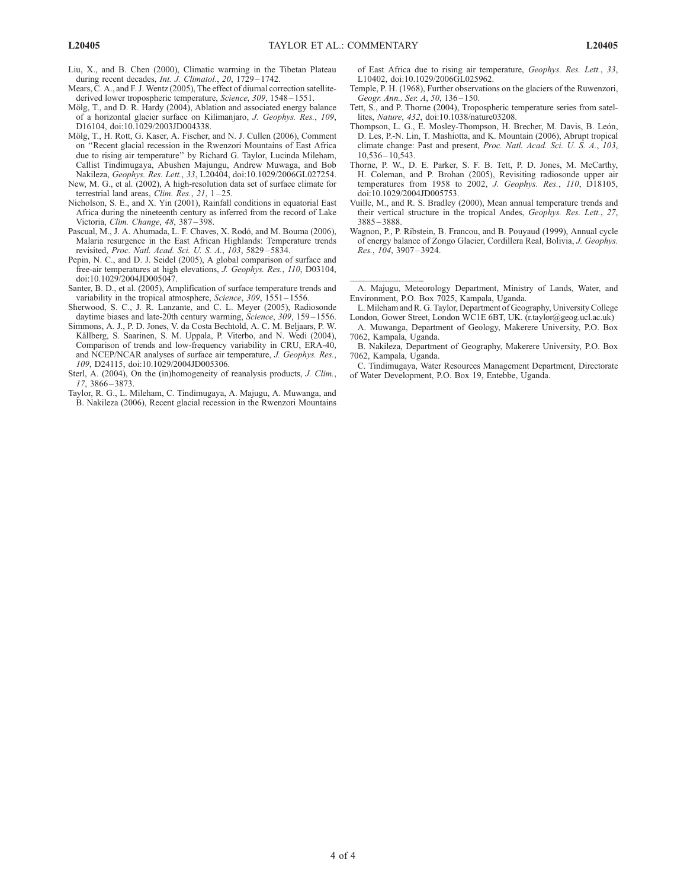Liu, X., and B. Chen (2000), Climatic warming in the Tibetan Plateau during recent decades, *Int. J. Climatol.*, *20*, 1729–1742.

Mears, C. A., and F. J. Wentz (2005), The effect of diurnal correction satellite-derived lower tropospheric temperature, *Science*, *309*, 1548–1551.

Mölg, T., and D. R. Hardy (2004), Ablation and associated energy balance of a horizontal glacier surface on Kilimanjaro, *J. Geophys. Res.*, *109*, D16104, doi:10.1029/2003JD004338.

Mölg, T., H. Rott, G. Kaser, A. Fischer, and N. J. Cullen (2006), Comment on "Recent glacial recession in the Rwenzori Mountains of East Africa due to rising air temperature" by Richard G. Taylor, Lucinda Mileham, Callist Tindimugaya, Abushen Majungu, Andrew Muwaga, and Bob Nakileza, *Geophys. Res. Lett.*, *33*, L20404, doi:10.1029/2006GL027254.

New, M. G., et al. (2002), A high-resolution data set of surface climate for terrestrial land areas, *Clim. Res.*, *21*, 1–25.

Nicholson, S. E., and X. Yin (2001), Rainfall conditions in equatorial East Africa during the nineteenth century as inferred from the record of Lake Victoria, *Clim. Change*, *48*, 387–398.

Pascual, M., J. A. Ahumada, L. F. Chaves, X. Rodó, and M. Bouma (2006), Malaria resurgence in the East African Highlands: Temperature trends revisited, *Proc. Natl. Acad. Sci. U. S. A.*, *103*, 5829–5834.

Pepin, N. C., and D. J. Seidel (2005), A global comparison of surface and free-air temperatures at high elevations, *J. Geophys. Res.*, *110*, D03104, doi:10.1029/2004JD005047.

Santer, B. D., et al. (2005), Amplification of surface temperature trends and variability in the tropical atmosphere, *Science*, *309*, 1551–1556.

Sherwood, S. C., J. R. Lanzante, and C. L. Meyer (2005), Radiosonde daytime biases and late-20th century warming, *Science*, *309*, 159–1556.

Simmons, A. J., P. D. Jones, V. da Costa Bechtold, A. C. M. Beljaars, P. W. Kållberg, S. Saarinen, S. M. Uppala, P. Viterbo, and N. Wedi (2004), Comparison of trends and low-frequency variability in CRU, ERA-40, and NCEP/NCAR analyses of surface air temperature, *J. Geophys. Res.*, *109*, D24115, doi:10.1029/2004JD005306.

Sterl, A. (2004), On the (in)homogeneity of reanalysis products, *J. Clim.*, *17*, 3866–3873.

Taylor, R. G., L. Mileham, C. Tindimugaya, A. Majugu, A. Muwanga, and B. Nakileza (2006), Recent glacial recession in the Rwenzori Mountains of East Africa due to rising air temperature, *Geophys. Res. Lett.*, *33*, L10402, doi:10.1029/2006GL025962.

Temple, P. H. (1968), Further observations on the glaciers of the Ruwenzori, *Geogr. Ann., Ser. A*, *50*, 136–150.

Tett, S., and P. Thorne (2004), Tropospheric temperature series from satellites, *Nature*, *432*, doi:10.1038/nature03208.

Thompson, L. G., E. Mosley-Thompson, H. Brecher, M. Davis, B. León, D. Les, P.-N. Lin, T. Mashiotta, and K. Mountain (2006), Abrupt tropical climate change: Past and present, *Proc. Natl. Acad. Sci. U. S. A.*, *103*, 10,536–10,543.

Thorne, P. W., D. E. Parker, S. F. B. Tett, P. D. Jones, M. McCarthy, H. Coleman, and P. Brohan (2005), Revisiting radiosonde upper air temperatures from 1958 to 2002, *J. Geophys. Res.*, *110*, D18105, doi:10.1029/2004JD005753.

Vuille, M., and R. S. Bradley (2000), Mean annual temperature trends and their vertical structure in the tropical Andes, *Geophys. Res. Lett.*, *27*, 3885–3888.

Wagnon, P., P. Ribstein, B. Francou, and B. Pouyaud (1999), Annual cycle of energy balance of Zongo Glacier, Cordillera Real, Bolivia, *J. Geophys. Res.*, *104*, 3907–3924.

---

A. Majugu, Meteorology Department, Ministry of Lands, Water, and Environment, P.O. Box 7025, Kampala, Uganda.

L. Mileham and R. G. Taylor, Department of Geography, University College London, Gower Street, London WC1E 6BT, UK. (r.taylor@geog.ucl.ac.uk)

A. Muwanga, Department of Geology, Makerere University, P.O. Box 7062, Kampala, Uganda.

B. Nakileza, Department of Geography, Makerere University, P.O. Box 7062, Kampala, Uganda.

C. Tindimugaya, Water Resources Management Department, Directorate of Water Development, P.O. Box 19, Entebbe, Uganda.